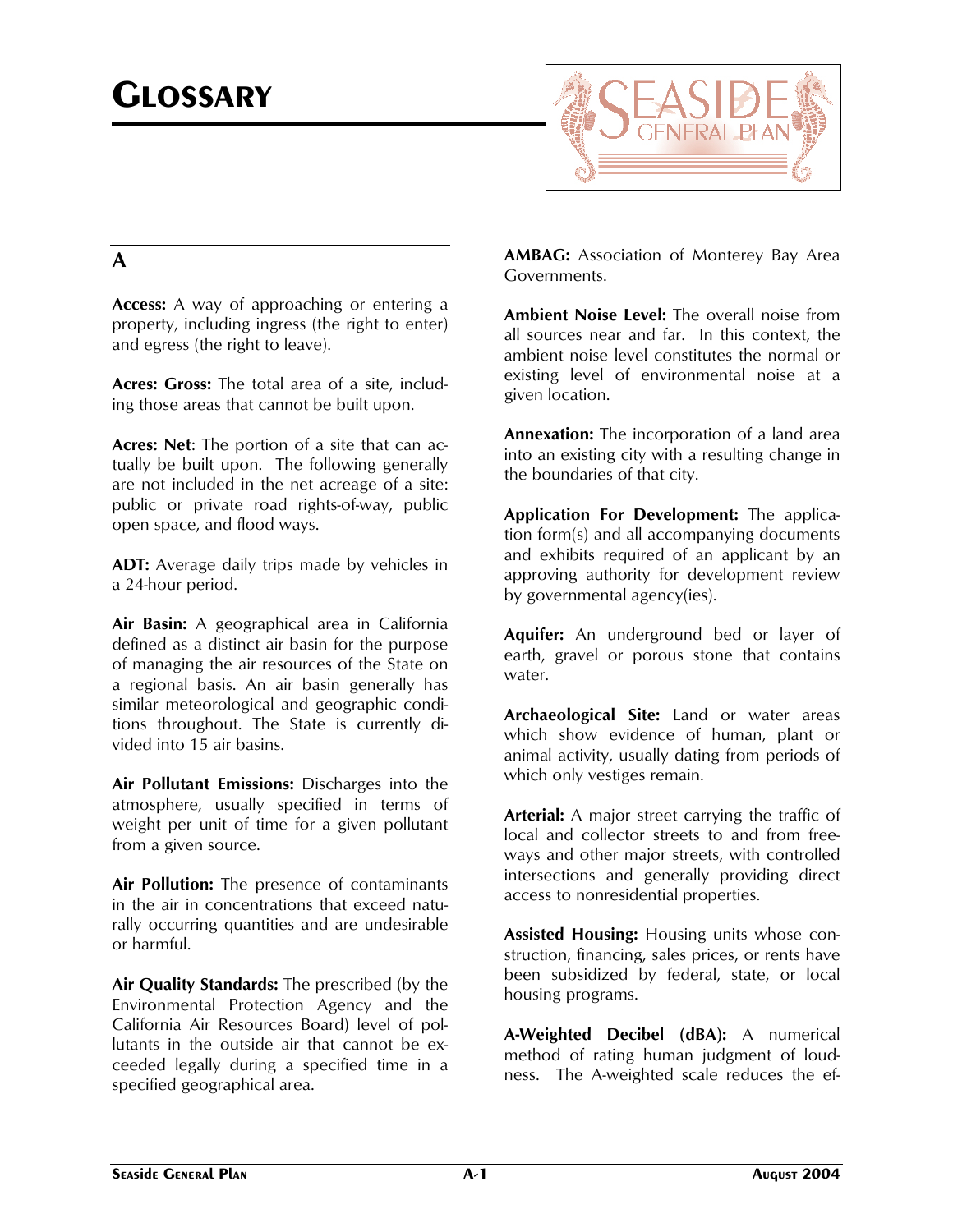# GLOSSARY

## A

**Access:** A way of approaching or entering a property, including ingress (the right to enter) and egress (the right to leave).

**Acres: Gross:** The total area of a site, including those areas that cannot be built upon.

**Acres: Net**: The portion of a site that can actually be built upon. The following generally are not included in the net acreage of a site: public or private road rights-of-way, public open space, and flood ways.

**ADT:** Average daily trips made by vehicles in a 24-hour period.

**Air Basin:** A geographical area in California defined as a distinct air basin for the purpose of managing the air resources of the State on a regional basis. An air basin generally has similar meteorological and geographic conditions throughout. The State is currently divided into 15 air basins.

**Air Pollutant Emissions:** Discharges into the atmosphere, usually specified in terms of weight per unit of time for a given pollutant from a given source.

**Air Pollution:** The presence of contaminants in the air in concentrations that exceed naturally occurring quantities and are undesirable or harmful.

**Air Quality Standards:** The prescribed (by the Environmental Protection Agency and the California Air Resources Board) level of pollutants in the outside air that cannot be exceeded legally during a specified time in a specified geographical area.

**AMBAG:** Association of Monterey Bay Area Governments.

**Ambient Noise Level:** The overall noise from all sources near and far. In this context, the ambient noise level constitutes the normal or existing level of environmental noise at a given location.

**Annexation:** The incorporation of a land area into an existing city with a resulting change in the boundaries of that city.

**Application For Development:** The application form(s) and all accompanying documents and exhibits required of an applicant by an approving authority for development review by governmental agency(ies).

**Aquifer:** An underground bed or layer of earth, gravel or porous stone that contains water.

**Archaeological Site:** Land or water areas which show evidence of human, plant or animal activity, usually dating from periods of which only vestiges remain.

**Arterial:** A major street carrying the traffic of local and collector streets to and from freeways and other major streets, with controlled intersections and generally providing direct access to nonresidential properties.

**Assisted Housing:** Housing units whose construction, financing, sales prices, or rents have been subsidized by federal, state, or local housing programs.

**A-Weighted Decibel (dBA):** A numerical method of rating human judgment of loudness. The A-weighted scale reduces the ef-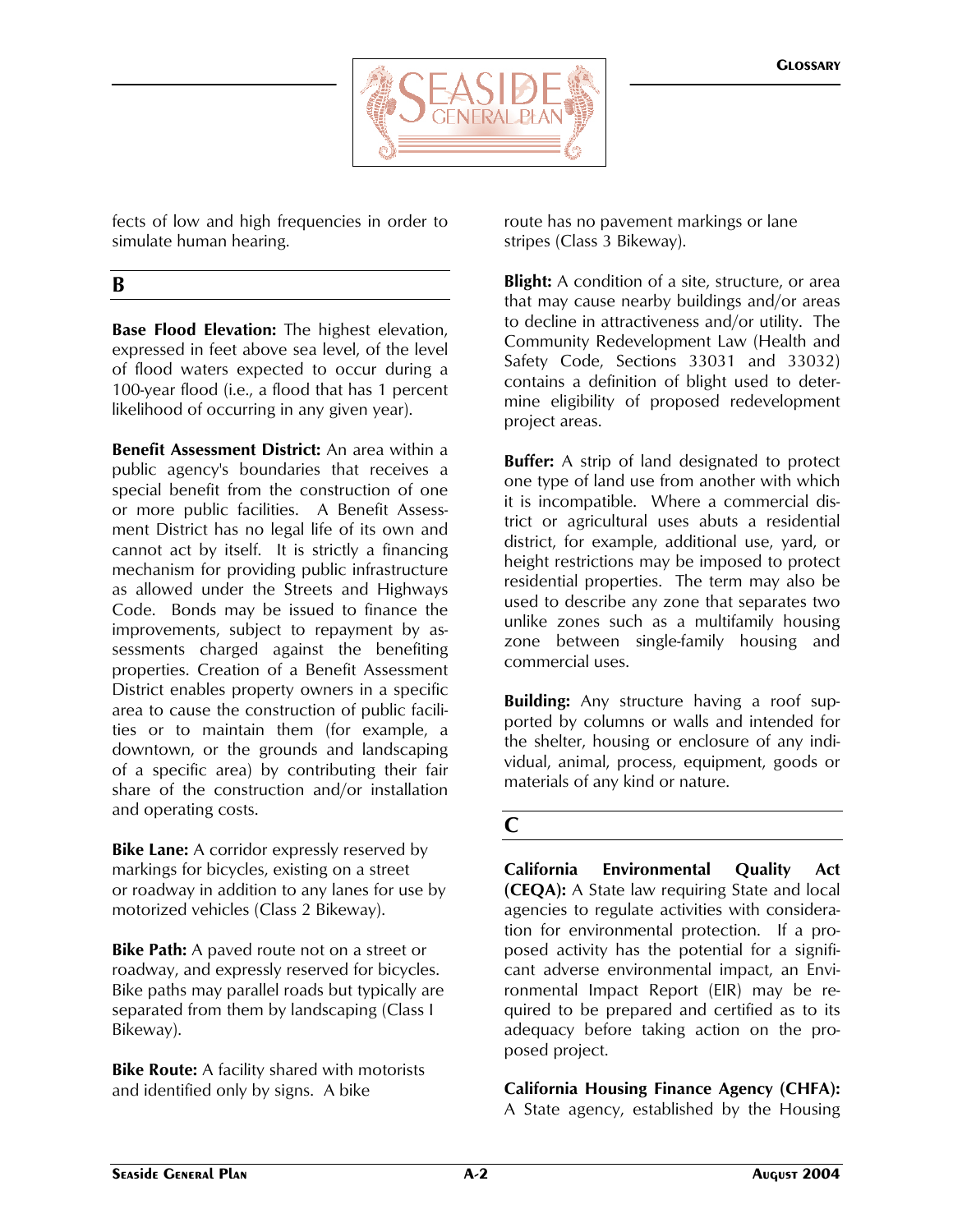fects of low and high frequencies in order to simulate human hearing.

## B

**Base Flood Elevation:** The highest elevation, expressed in feet above sea level, of the level of flood waters expected to occur during a 100-year flood (i.e., a flood that has 1 percent likelihood of occurring in any given year).

**Benefit Assessment District:** An area within a public agency's boundaries that receives a special benefit from the construction of one or more public facilities. A Benefit Assessment District has no legal life of its own and cannot act by itself. It is strictly a financing mechanism for providing public infrastructure as allowed under the Streets and Highways Code. Bonds may be issued to finance the improvements, subject to repayment by assessments charged against the benefiting properties. Creation of a Benefit Assessment District enables property owners in a specific area to cause the construction of public facilities or to maintain them (for example, a downtown, or the grounds and landscaping of a specific area) by contributing their fair share of the construction and/or installation and operating costs.

**Bike Lane:** A corridor expressly reserved by markings for bicycles, existing on a street or roadway in addition to any lanes for use by motorized vehicles (Class 2 Bikeway).

**Bike Path:** A paved route not on a street or roadway, and expressly reserved for bicycles. Bike paths may parallel roads but typically are separated from them by landscaping (Class I Bikeway).

**Bike Route:** A facility shared with motorists and identified only by signs. A bike route has no pavement markings or lane stripes (Class 3 Bikeway).

**Blight:** A condition of a site, structure, or area that may cause nearby buildings and/or areas to decline in attractiveness and/or utility. The Community Redevelopment Law (Health and Safety Code, Sections 33031 and 33032) contains a definition of blight used to determine eligibility of proposed redevelopment project areas.

**Buffer:** A strip of land designated to protect one type of land use from another with which it is incompatible. Where a commercial district or agricultural uses abuts a residential district, for example, additional use, yard, or height restrictions may be imposed to protect residential properties. The term may also be used to describe any zone that separates two unlike zones such as a multifamily housing zone between single-family housing and commercial uses.

**Building:** Any structure having a roof supported by columns or walls and intended for the shelter, housing or enclosure of any individual, animal, process, equipment, goods or materials of any kind or nature.

## C

**California Environmental Quality Act (CEQA):** A State law requiring State and local agencies to regulate activities with consideration for environmental protection. If a proposed activity has the potential for a significant adverse environmental impact, an Environmental Impact Report (EIR) may be required to be prepared and certified as to its adequacy before taking action on the proposed project.

**California Housing Finance Agency (CHFA):** A State agency, established by the Housing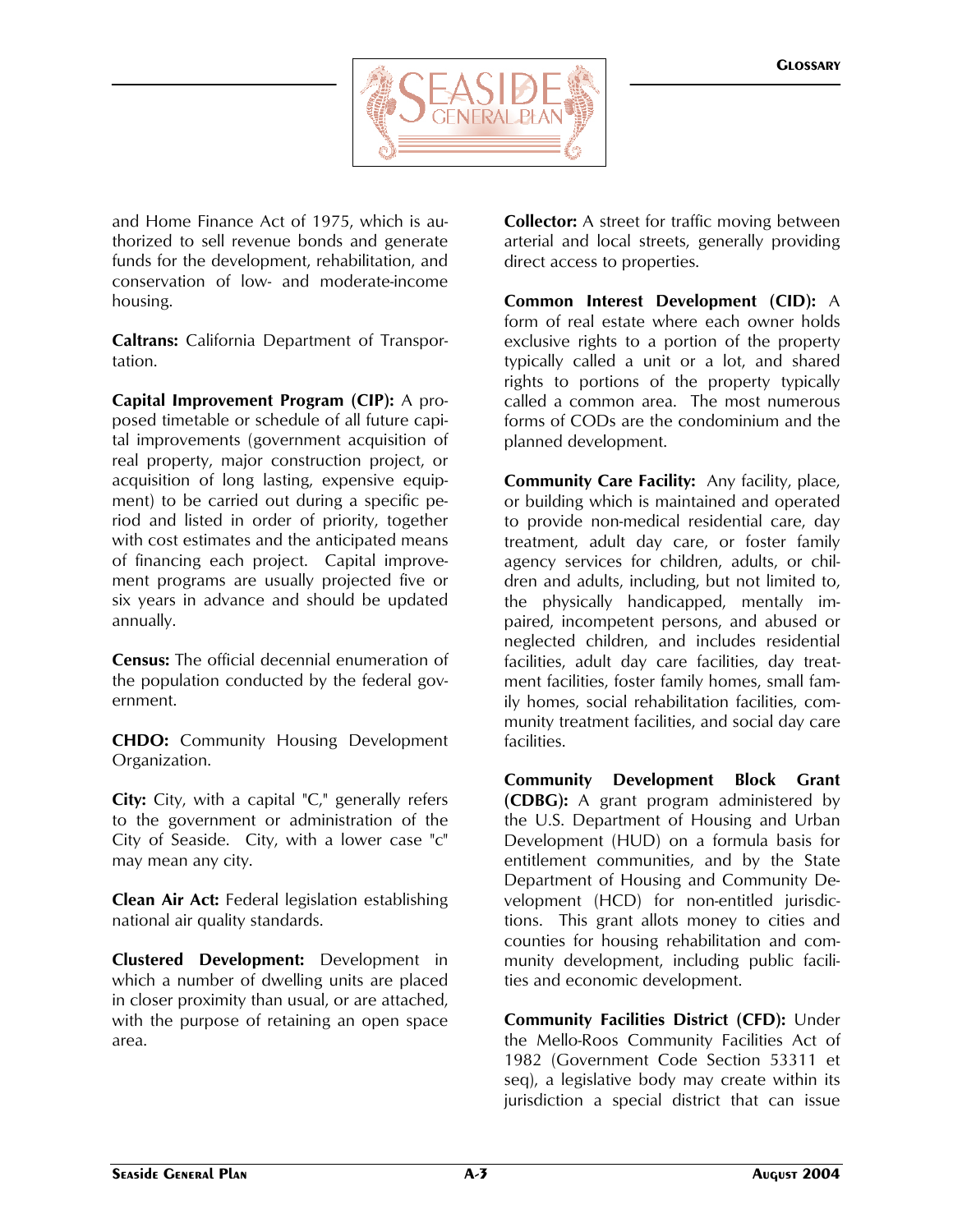and Home Finance Act of 1975, which is authorized to sell revenue bonds and generate funds for the development, rehabilitation, and conservation of low- and moderate-income housing.

**Caltrans:** California Department of Transportation.

**Capital Improvement Program (CIP):** A proposed timetable or schedule of all future capital improvements (government acquisition of real property, major construction project, or acquisition of long lasting, expensive equipment) to be carried out during a specific period and listed in order of priority, together with cost estimates and the anticipated means of financing each project. Capital improvement programs are usually projected five or six years in advance and should be updated annually.

**Census:** The official decennial enumeration of the population conducted by the federal government.

**CHDO:** Community Housing Development Organization.

**City:** City, with a capital "C," generally refers to the government or administration of the City of Seaside. City, with a lower case "c" may mean any city.

**Clean Air Act:** Federal legislation establishing national air quality standards.

**Clustered Development:** Development in which a number of dwelling units are placed in closer proximity than usual, or are attached, with the purpose of retaining an open space area.

**Collector:** A street for traffic moving between arterial and local streets, generally providing direct access to properties.

**Common Interest Development (CID):** A form of real estate where each owner holds exclusive rights to a portion of the property typically called a unit or a lot, and shared rights to portions of the property typically called a common area. The most numerous forms of CODs are the condominium and the planned development.

**Community Care Facility:** Any facility, place, or building which is maintained and operated to provide non-medical residential care, day treatment, adult day care, or foster family agency services for children, adults, or children and adults, including, but not limited to, the physically handicapped, mentally impaired, incompetent persons, and abused or neglected children, and includes residential facilities, adult day care facilities, day treatment facilities, foster family homes, small family homes, social rehabilitation facilities, community treatment facilities, and social day care facilities.

**Community Development Block Grant (CDBG):** A grant program administered by the U.S. Department of Housing and Urban Development (HUD) on a formula basis for entitlement communities, and by the State Department of Housing and Community Development (HCD) for non-entitled jurisdictions. This grant allots money to cities and counties for housing rehabilitation and community development, including public facilities and economic development.

**Community Facilities District (CFD):** Under the Mello-Roos Community Facilities Act of 1982 (Government Code Section 53311 et seq), a legislative body may create within its jurisdiction a special district that can issue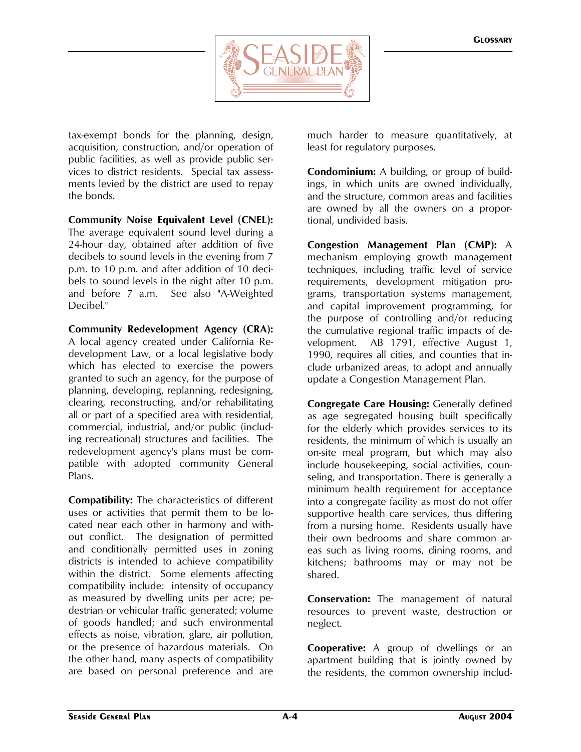tax-exempt bonds for the planning, design, acquisition, construction, and/or operation of public facilities, as well as provide public services to district residents. Special tax assessments levied by the district are used to repay the bonds.

**Community Noise Equivalent Level (CNEL):** The average equivalent sound level during a 24-hour day, obtained after addition of five decibels to sound levels in the evening from 7 p.m. to 10 p.m. and after addition of 10 decibels to sound levels in the night after 10 p.m. and before 7 a.m. See also "A-Weighted Decibel."

**Community Redevelopment Agency (CRA):** A local agency created under California Redevelopment Law, or a local legislative body which has elected to exercise the powers granted to such an agency, for the purpose of planning, developing, replanning, redesigning, clearing, reconstructing, and/or rehabilitating all or part of a specified area with residential, commercial, industrial, and/or public (including recreational) structures and facilities. The redevelopment agency's plans must be compatible with adopted community General Plans.

**Compatibility:** The characteristics of different uses or activities that permit them to be located near each other in harmony and without conflict. The designation of permitted and conditionally permitted uses in zoning districts is intended to achieve compatibility within the district. Some elements affecting compatibility include: intensity of occupancy as measured by dwelling units per acre; pedestrian or vehicular traffic generated; volume of goods handled; and such environmental effects as noise, vibration, glare, air pollution, or the presence of hazardous materials. On the other hand, many aspects of compatibility are based on personal preference and are much harder to measure quantitatively, at least for regulatory purposes.

**Condominium:** A building, or group of buildings, in which units are owned individually, and the structure, common areas and facilities are owned by all the owners on a proportional, undivided basis.

**Congestion Management Plan (CMP):** A mechanism employing growth management techniques, including traffic level of service requirements, development mitigation programs, transportation systems management, and capital improvement programming, for the purpose of controlling and/or reducing the cumulative regional traffic impacts of development. AB 1791, effective August 1, 1990, requires all cities, and counties that include urbanized areas, to adopt and annually update a Congestion Management Plan.

**Congregate Care Housing:** Generally defined as age segregated housing built specifically for the elderly which provides services to its residents, the minimum of which is usually an on-site meal program, but which may also include housekeeping, social activities, counseling, and transportation. There is generally a minimum health requirement for acceptance into a congregate facility as most do not offer supportive health care services, thus differing from a nursing home. Residents usually have their own bedrooms and share common areas such as living rooms, dining rooms, and kitchens; bathrooms may or may not be shared.

**Conservation:** The management of natural resources to prevent waste, destruction or neglect.

**Cooperative:** A group of dwellings or an apartment building that is jointly owned by the residents, the common ownership includ-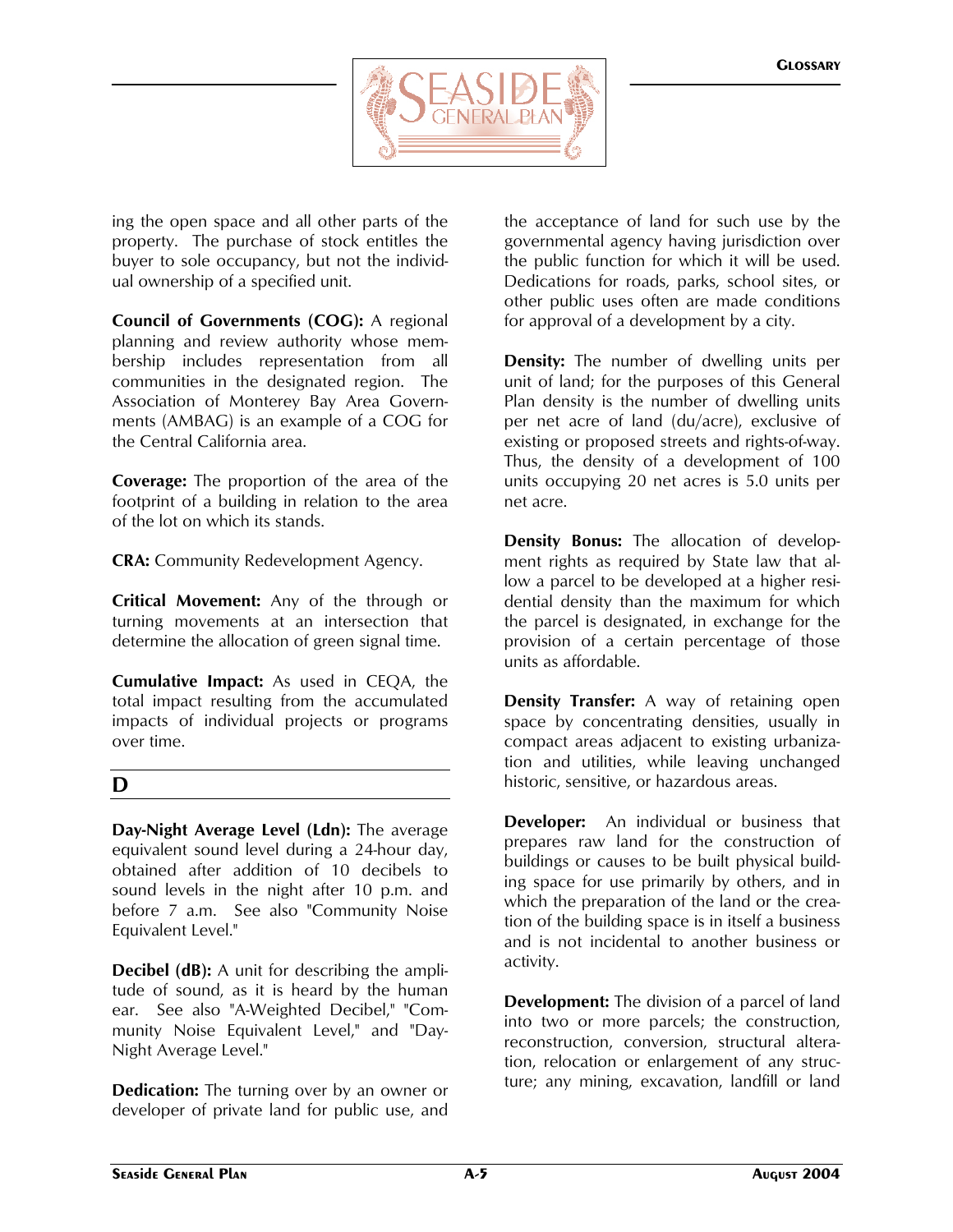ing the open space and all other parts of the property. The purchase of stock entitles the buyer to sole occupancy, but not the individual ownership of a specified unit.

**Council of Governments (COG):** A regional planning and review authority whose membership includes representation from all communities in the designated region. The Association of Monterey Bay Area Governments (AMBAG) is an example of a COG for the Central California area.

**Coverage:** The proportion of the area of the footprint of a building in relation to the area of the lot on which its stands.

**CRA:** Community Redevelopment Agency.

**Critical Movement:** Any of the through or turning movements at an intersection that determine the allocation of green signal time.

**Cumulative Impact:** As used in CEQA, the total impact resulting from the accumulated impacts of individual projects or programs over time.

## D

**Day-Night Average Level (Ldn):** The average equivalent sound level during a 24-hour day, obtained after addition of 10 decibels to sound levels in the night after 10 p.m. and before 7 a.m. See also "Community Noise Equivalent Level."

**Decibel (dB):** A unit for describing the amplitude of sound, as it is heard by the human ear. See also "A-Weighted Decibel," "Community Noise Equivalent Level," and "Day-Night Average Level."

**Dedication:** The turning over by an owner or developer of private land for public use, and the acceptance of land for such use by the governmental agency having jurisdiction over the public function for which it will be used. Dedications for roads, parks, school sites, or other public uses often are made conditions for approval of a development by a city.

**Density:** The number of dwelling units per unit of land; for the purposes of this General Plan density is the number of dwelling units per net acre of land (du/acre), exclusive of existing or proposed streets and rights-of-way. Thus, the density of a development of 100 units occupying 20 net acres is 5.0 units per net acre.

**Density Bonus:** The allocation of development rights as required by State law that allow a parcel to be developed at a higher residential density than the maximum for which the parcel is designated, in exchange for the provision of a certain percentage of those units as affordable.

**Density Transfer:** A way of retaining open space by concentrating densities, usually in compact areas adjacent to existing urbanization and utilities, while leaving unchanged historic, sensitive, or hazardous areas.

**Developer:** An individual or business that prepares raw land for the construction of buildings or causes to be built physical building space for use primarily by others, and in which the preparation of the land or the creation of the building space is in itself a business and is not incidental to another business or activity.

**Development:** The division of a parcel of land into two or more parcels; the construction, reconstruction, conversion, structural alteration, relocation or enlargement of any structure; any mining, excavation, landfill or land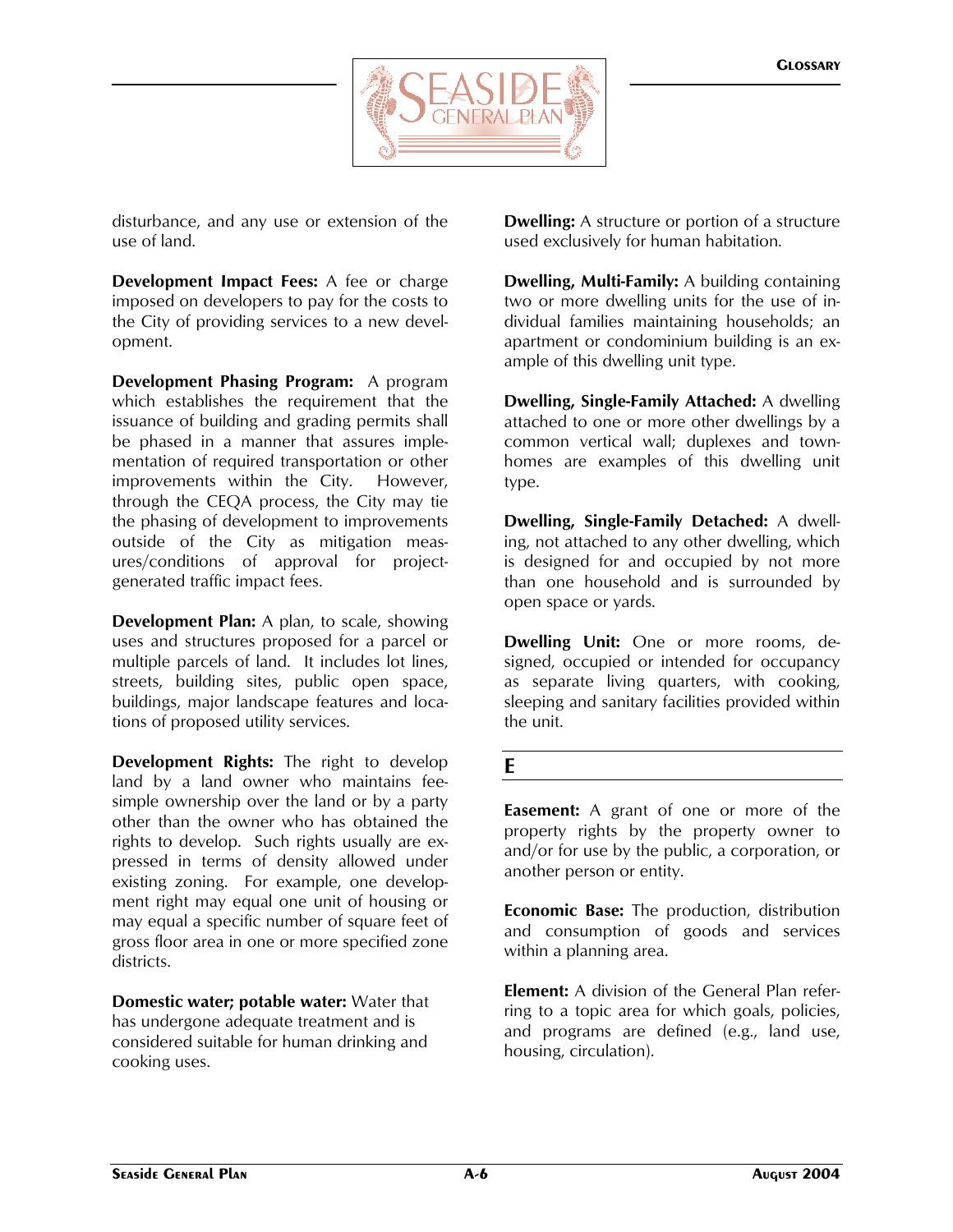disturbance, and any use or extension of the use of land.

**Development Impact Fees:** A fee or charge imposed on developers to pay for the costs to the City of providing services to a new development.

**Development Phasing Program:** A program which establishes the requirement that the issuance of building and grading permits shall be phased in a manner that assures implementation of required transportation or other improvements within the City. However, through the CEQA process, the City may tie the phasing of development to improvements outside of the City as mitigation measures/conditions of approval for project-generated traffic impact fees.

**Development Plan:** A plan, to scale, showing uses and structures proposed for a parcel or multiple parcels of land. It includes lot lines, streets, building sites, public open space, buildings, major landscape features and locations of proposed utility services.

**Development Rights:** The right to develop land by a land owner who maintains fee-simple ownership over the land or by a party other than the owner who has obtained the rights to develop. Such rights usually are expressed in terms of density allowed under existing zoning. For example, one development right may equal one unit of housing or may equal a specific number of square feet of gross floor area in one or more specified zone districts.

**Domestic water; potable water:** Water that has undergone adequate treatment and is considered suitable for human drinking and cooking uses.

**Dwelling:** A structure or portion of a structure used exclusively for human habitation.

**Dwelling, Multi-Family:** A building containing two or more dwelling units for the use of individual families maintaining households; an apartment or condominium building is an example of this dwelling unit type.

**Dwelling, Single-Family Attached:** A dwelling attached to one or more other dwellings by a common vertical wall; duplexes and townhomes are examples of this dwelling unit type.

**Dwelling, Single-Family Detached:** A dwelling, not attached to any other dwelling, which is designed for and occupied by not more than one household and is surrounded by open space or yards.

**Dwelling Unit:** One or more rooms, designed, occupied or intended for occupancy as separate living quarters, with cooking, sleeping and sanitary facilities provided within the unit.

## E

**Easement:** A grant of one or more of the property rights by the property owner to and/or for use by the public, a corporation, or another person or entity.

**Economic Base:** The production, distribution and consumption of goods and services within a planning area.

**Element:** A division of the General Plan referring to a topic area for which goals, policies, and programs are defined (e.g., land use, housing, circulation).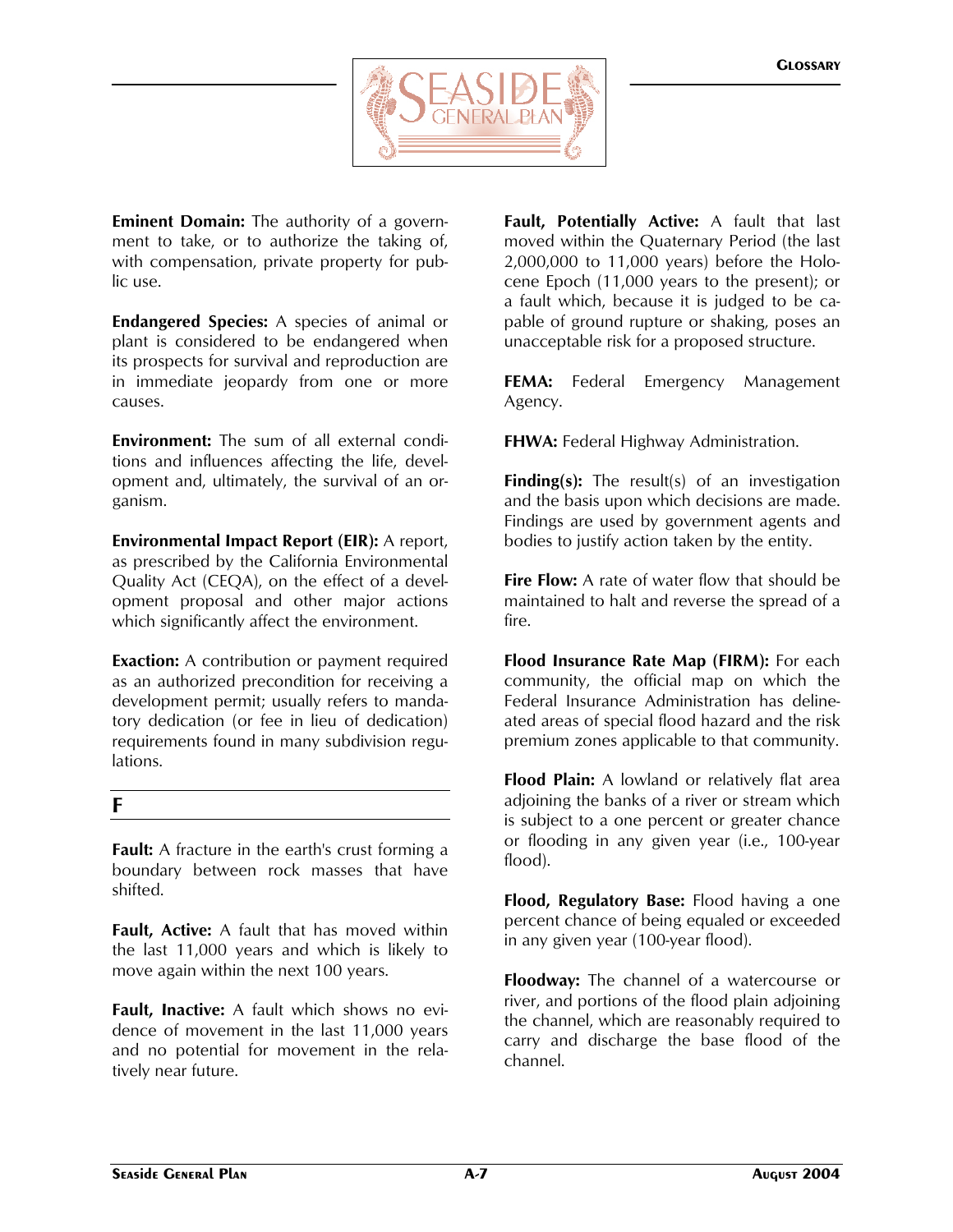**Eminent Domain:** The authority of a government to take, or to authorize the taking of, with compensation, private property for public use.

**Endangered Species:** A species of animal or plant is considered to be endangered when its prospects for survival and reproduction are in immediate jeopardy from one or more causes.

**Environment:** The sum of all external conditions and influences affecting the life, development and, ultimately, the survival of an organism.

**Environmental Impact Report (EIR):** A report, as prescribed by the California Environmental Quality Act (CEQA), on the effect of a development proposal and other major actions which significantly affect the environment.

**Exaction:** A contribution or payment required as an authorized precondition for receiving a development permit; usually refers to mandatory dedication (or fee in lieu of dedication) requirements found in many subdivision regulations.

## F

**Fault:** A fracture in the earth's crust forming a boundary between rock masses that have shifted.

**Fault, Active:** A fault that has moved within the last 11,000 years and which is likely to move again within the next 100 years.

**Fault, Inactive:** A fault which shows no evidence of movement in the last 11,000 years and no potential for movement in the relatively near future.

**Fault, Potentially Active:** A fault that last moved within the Quaternary Period (the last 2,000,000 to 11,000 years) before the Holocene Epoch (11,000 years to the present); or a fault which, because it is judged to be capable of ground rupture or shaking, poses an unacceptable risk for a proposed structure.

**FEMA:** Federal Emergency Management Agency.

**FHWA:** Federal Highway Administration.

**Finding(s):** The result(s) of an investigation and the basis upon which decisions are made. Findings are used by government agents and bodies to justify action taken by the entity.

**Fire Flow:** A rate of water flow that should be maintained to halt and reverse the spread of a fire.

**Flood Insurance Rate Map (FIRM):** For each community, the official map on which the Federal Insurance Administration has delineated areas of special flood hazard and the risk premium zones applicable to that community.

**Flood Plain:** A lowland or relatively flat area adjoining the banks of a river or stream which is subject to a one percent or greater chance or flooding in any given year (i.e., 100-year flood).

**Flood, Regulatory Base:** Flood having a one percent chance of being equaled or exceeded in any given year (100-year flood).

**Floodway:** The channel of a watercourse or river, and portions of the flood plain adjoining the channel, which are reasonably required to carry and discharge the base flood of the channel.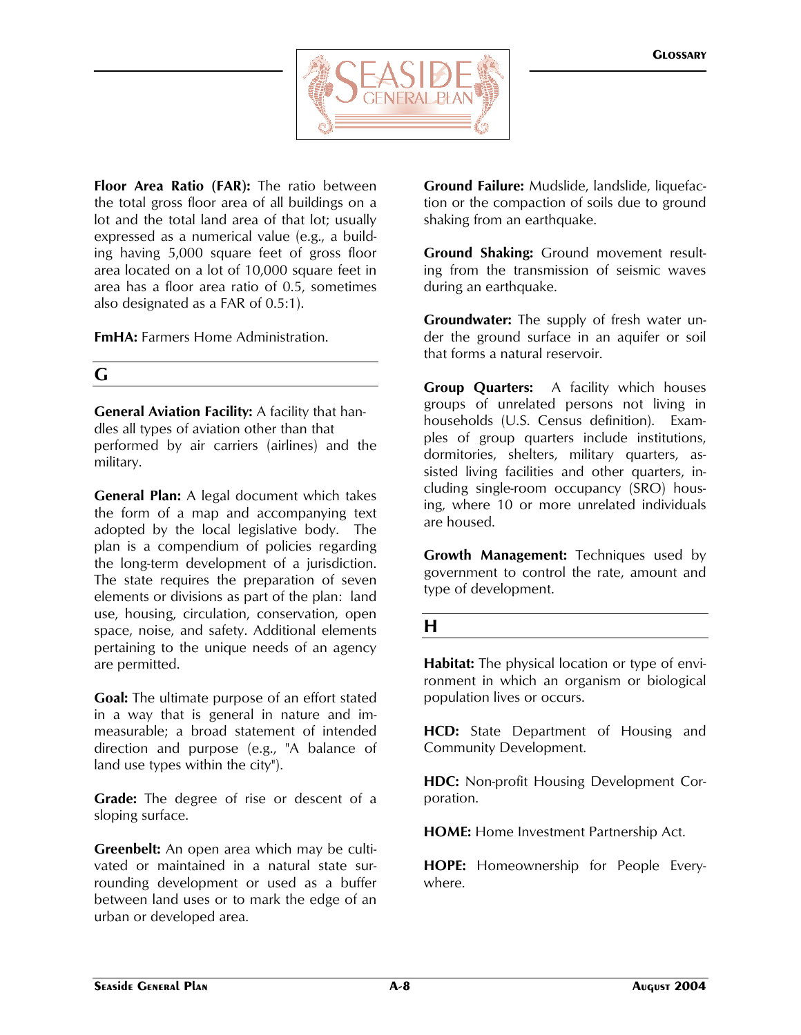**Floor Area Ratio (FAR):** The ratio between the total gross floor area of all buildings on a lot and the total land area of that lot; usually expressed as a numerical value (e.g., a building having 5,000 square feet of gross floor area located on a lot of 10,000 square feet in area has a floor area ratio of 0.5, sometimes also designated as a FAR of 0.5:1).

**FmHA:** Farmers Home Administration.

## G

**General Aviation Facility:** A facility that handles all types of aviation other than that performed by air carriers (airlines) and the military.

**General Plan:** A legal document which takes the form of a map and accompanying text adopted by the local legislative body. The plan is a compendium of policies regarding the long-term development of a jurisdiction. The state requires the preparation of seven elements or divisions as part of the plan: land use, housing, circulation, conservation, open space, noise, and safety. Additional elements pertaining to the unique needs of an agency are permitted.

**Goal:** The ultimate purpose of an effort stated in a way that is general in nature and immeasurable; a broad statement of intended direction and purpose (e.g., "A balance of land use types within the city").

**Grade:** The degree of rise or descent of a sloping surface.

**Greenbelt:** An open area which may be cultivated or maintained in a natural state surrounding development or used as a buffer between land uses or to mark the edge of an urban or developed area.

**Ground Failure:** Mudslide, landslide, liquefaction or the compaction of soils due to ground shaking from an earthquake.

**Ground Shaking:** Ground movement resulting from the transmission of seismic waves during an earthquake.

**Groundwater:** The supply of fresh water under the ground surface in an aquifer or soil that forms a natural reservoir.

**Group Quarters:** A facility which houses groups of unrelated persons not living in households (U.S. Census definition). Examples of group quarters include institutions, dormitories, shelters, military quarters, assisted living facilities and other quarters, including single-room occupancy (SRO) housing, where 10 or more unrelated individuals are housed.

**Growth Management:** Techniques used by government to control the rate, amount and type of development.

## H

**Habitat:** The physical location or type of environment in which an organism or biological population lives or occurs.

**HCD:** State Department of Housing and Community Development.

**HDC:** Non-profit Housing Development Corporation.

**HOME:** Home Investment Partnership Act.

**HOPE:** Homeownership for People Everywhere.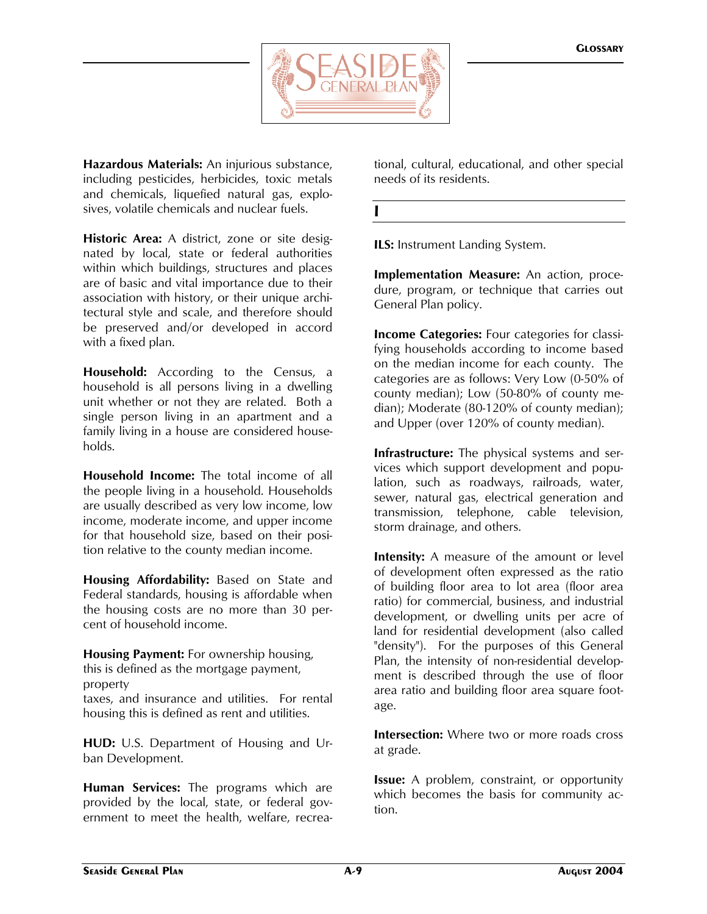**Hazardous Materials:** An injurious substance, including pesticides, herbicides, toxic metals and chemicals, liquefied natural gas, explosives, volatile chemicals and nuclear fuels.

**Historic Area:** A district, zone or site designated by local, state or federal authorities within which buildings, structures and places are of basic and vital importance due to their association with history, or their unique architectural style and scale, and therefore should be preserved and/or developed in accord with a fixed plan.

**Household:** According to the Census, a household is all persons living in a dwelling unit whether or not they are related. Both a single person living in an apartment and a family living in a house are considered households.

**Household Income:** The total income of all the people living in a household. Households are usually described as very low income, low income, moderate income, and upper income for that household size, based on their position relative to the county median income.

**Housing Affordability:** Based on State and Federal standards, housing is affordable when the housing costs are no more than 30 percent of household income.

**Housing Payment:** For ownership housing, this is defined as the mortgage payment, property taxes, and insurance and utilities. For rental housing this is defined as rent and utilities.

**HUD:** U.S. Department of Housing and Urban Development.

**Human Services:** The programs which are provided by the local, state, or federal government to meet the health, welfare, recreational, cultural, educational, and other special needs of its residents.

## I

**ILS:** Instrument Landing System.

**Implementation Measure:** An action, procedure, program, or technique that carries out General Plan policy.

**Income Categories:** Four categories for classifying households according to income based on the median income for each county. The categories are as follows: Very Low (0-50% of county median); Low (50-80% of county median); Moderate (80-120% of county median); and Upper (over 120% of county median).

**Infrastructure:** The physical systems and services which support development and population, such as roadways, railroads, water, sewer, natural gas, electrical generation and transmission, telephone, cable television, storm drainage, and others.

**Intensity:** A measure of the amount or level of development often expressed as the ratio of building floor area to lot area (floor area ratio) for commercial, business, and industrial development, or dwelling units per acre of land for residential development (also called "density"). For the purposes of this General Plan, the intensity of non-residential development is described through the use of floor area ratio and building floor area square footage.

**Intersection:** Where two or more roads cross at grade.

**Issue:** A problem, constraint, or opportunity which becomes the basis for community action.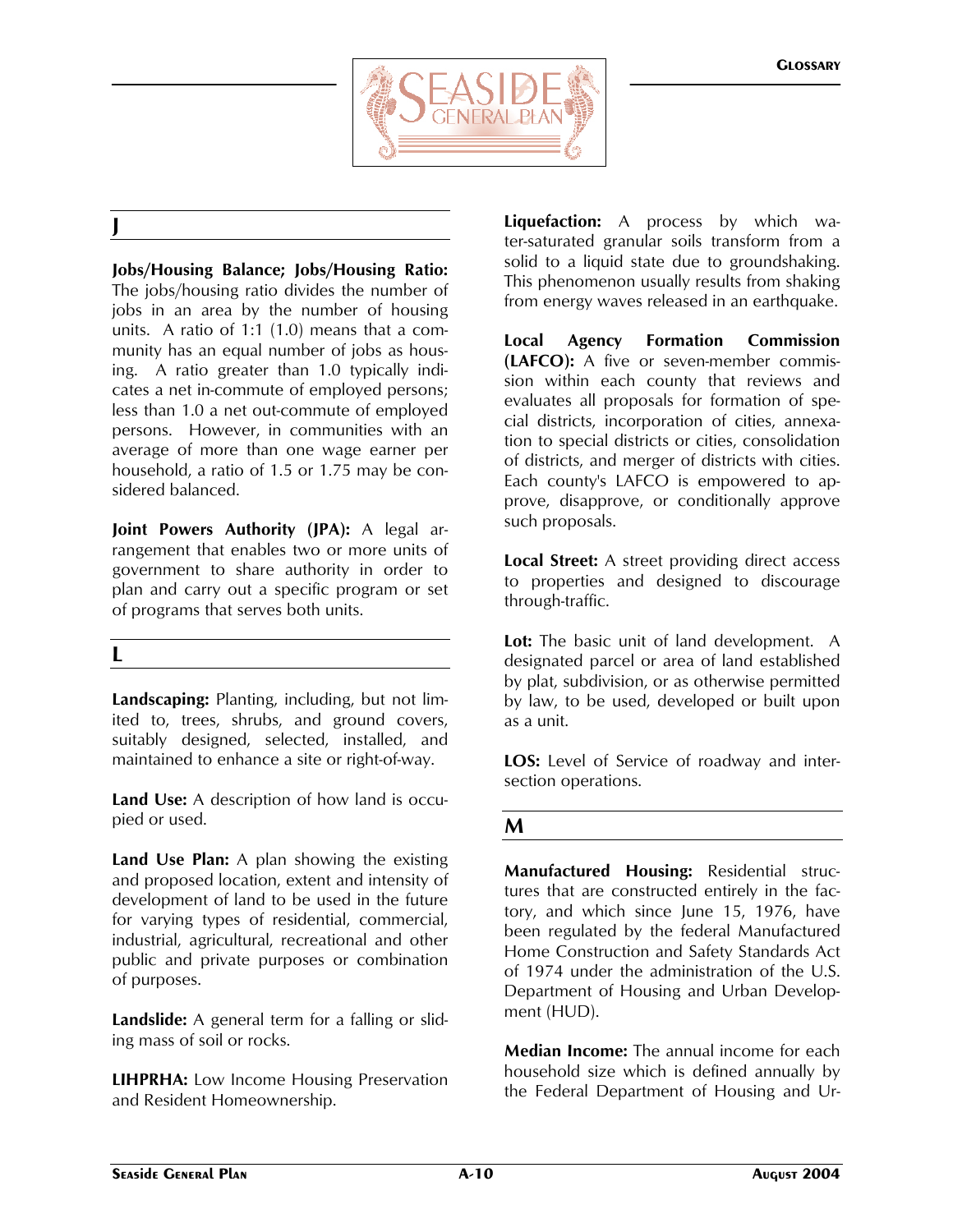## J

**Jobs/Housing Balance; Jobs/Housing Ratio:** The jobs/housing ratio divides the number of jobs in an area by the number of housing units. A ratio of 1:1 (1.0) means that a community has an equal number of jobs as housing. A ratio greater than 1.0 typically indicates a net in-commute of employed persons; less than 1.0 a net out-commute of employed persons. However, in communities with an average of more than one wage earner per household, a ratio of 1.5 or 1.75 may be considered balanced.

**Joint Powers Authority (JPA):** A legal arrangement that enables two or more units of government to share authority in order to plan and carry out a specific program or set of programs that serves both units.

## L

**Landscaping:** Planting, including, but not limited to, trees, shrubs, and ground covers, suitably designed, selected, installed, and maintained to enhance a site or right-of-way.

**Land Use:** A description of how land is occupied or used.

**Land Use Plan:** A plan showing the existing and proposed location, extent and intensity of development of land to be used in the future for varying types of residential, commercial, industrial, agricultural, recreational and other public and private purposes or combination of purposes.

**Landslide:** A general term for a falling or sliding mass of soil or rocks.

**LIHPRHA:** Low Income Housing Preservation and Resident Homeownership.

**Liquefaction:** A process by which water-saturated granular soils transform from a solid to a liquid state due to groundshaking. This phenomenon usually results from shaking from energy waves released in an earthquake.

**Local Agency Formation Commission (LAFCO):** A five or seven-member commission within each county that reviews and evaluates all proposals for formation of special districts, incorporation of cities, annexation to special districts or cities, consolidation of districts, and merger of districts with cities. Each county's LAFCO is empowered to approve, disapprove, or conditionally approve such proposals.

**Local Street:** A street providing direct access to properties and designed to discourage through-traffic.

**Lot:** The basic unit of land development. A designated parcel or area of land established by plat, subdivision, or as otherwise permitted by law, to be used, developed or built upon as a unit.

**LOS:** Level of Service of roadway and intersection operations.

## M

**Manufactured Housing:** Residential structures that are constructed entirely in the factory, and which since June 15, 1976, have been regulated by the federal Manufactured Home Construction and Safety Standards Act of 1974 under the administration of the U.S. Department of Housing and Urban Development (HUD).

**Median Income:** The annual income for each household size which is defined annually by the Federal Department of Housing and Ur-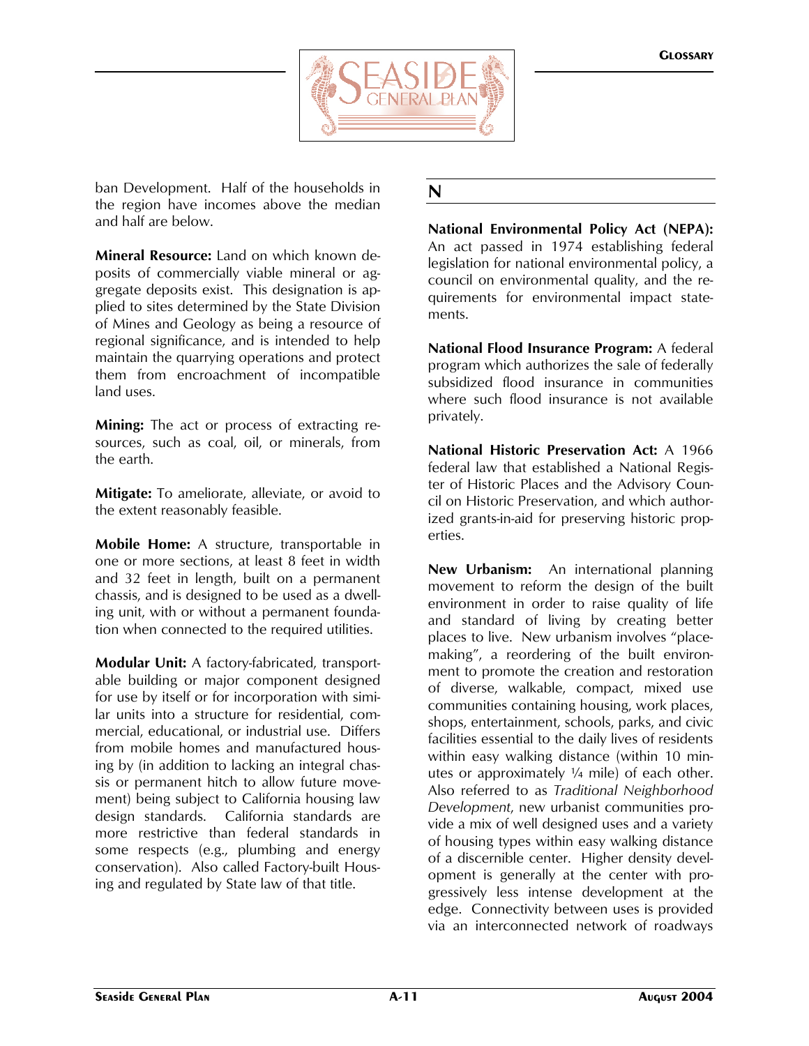ban Development. Half of the households in the region have incomes above the median and half are below.

**Mineral Resource:** Land on which known deposits of commercially viable mineral or aggregate deposits exist. This designation is applied to sites determined by the State Division of Mines and Geology as being a resource of regional significance, and is intended to help maintain the quarrying operations and protect them from encroachment of incompatible land uses.

**Mining:** The act or process of extracting resources, such as coal, oil, or minerals, from the earth.

**Mitigate:** To ameliorate, alleviate, or avoid to the extent reasonably feasible.

**Mobile Home:** A structure, transportable in one or more sections, at least 8 feet in width and 32 feet in length, built on a permanent chassis, and is designed to be used as a dwelling unit, with or without a permanent foundation when connected to the required utilities.

**Modular Unit:** A factory-fabricated, transportable building or major component designed for use by itself or for incorporation with similar units into a structure for residential, commercial, educational, or industrial use. Differs from mobile homes and manufactured housing by (in addition to lacking an integral chassis or permanent hitch to allow future movement) being subject to California housing law design standards. California standards are more restrictive than federal standards in some respects (e.g., plumbing and energy conservation). Also called Factory-built Housing and regulated by State law of that title.

## N

**National Environmental Policy Act (NEPA):** An act passed in 1974 establishing federal legislation for national environmental policy, a council on environmental quality, and the requirements for environmental impact statements.

**National Flood Insurance Program:** A federal program which authorizes the sale of federally subsidized flood insurance in communities where such flood insurance is not available privately.

**National Historic Preservation Act:** A 1966 federal law that established a National Register of Historic Places and the Advisory Council on Historic Preservation, and which authorized grants-in-aid for preserving historic properties.

**New Urbanism:** An international planning movement to reform the design of the built environment in order to raise quality of life and standard of living by creating better places to live. New urbanism involves "placemaking", a reordering of the built environment to promote the creation and restoration of diverse, walkable, compact, mixed use communities containing housing, work places, shops, entertainment, schools, parks, and civic facilities essential to the daily lives of residents within easy walking distance (within 10 minutes or approximately ¼ mile) of each other. Also referred to as *Traditional Neighborhood Development*, new urbanist communities provide a mix of well designed uses and a variety of housing types within easy walking distance of a discernible center. Higher density development is generally at the center with progressively less intense development at the edge. Connectivity between uses is provided via an interconnected network of roadways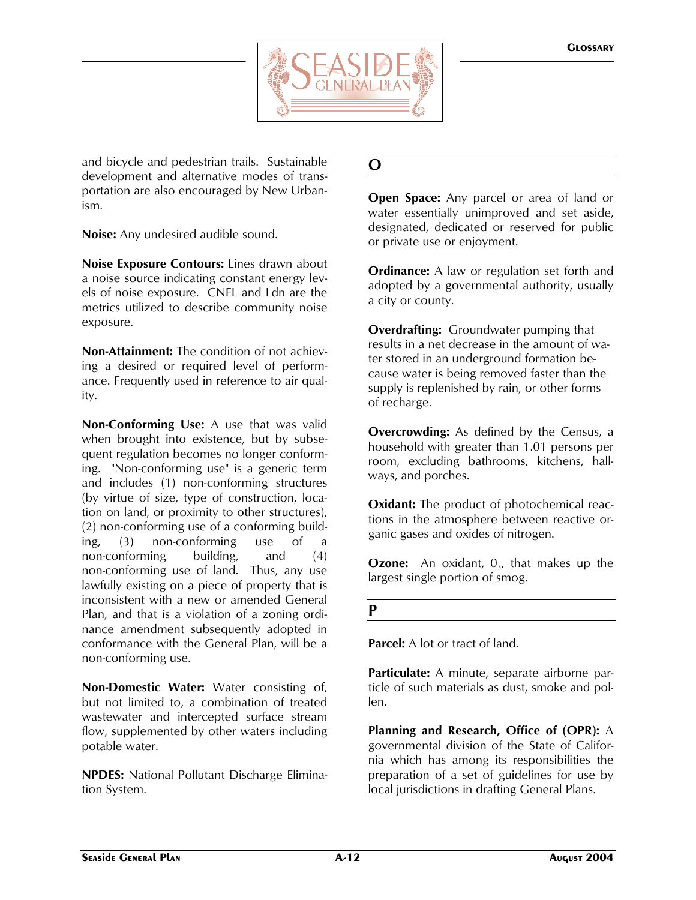and bicycle and pedestrian trails. Sustainable development and alternative modes of transportation are also encouraged by New Urbanism.

**Noise:** Any undesired audible sound.

**Noise Exposure Contours:** Lines drawn about a noise source indicating constant energy levels of noise exposure. CNEL and Ldn are the metrics utilized to describe community noise exposure.

**Non-Attainment:** The condition of not achieving a desired or required level of performance. Frequently used in reference to air quality.

**Non-Conforming Use:** A use that was valid when brought into existence, but by subsequent regulation becomes no longer conforming. "Non-conforming use" is a generic term and includes (1) non-conforming structures (by virtue of size, type of construction, location on land, or proximity to other structures), (2) non-conforming use of a conforming building, (3) non-conforming use of a non-conforming building, and (4) non-conforming use of land. Thus, any use lawfully existing on a piece of property that is inconsistent with a new or amended General Plan, and that is a violation of a zoning ordinance amendment subsequently adopted in conformance with the General Plan, will be a non-conforming use.

**Non-Domestic Water:** Water consisting of, but not limited to, a combination of treated wastewater and intercepted surface stream flow, supplemented by other waters including potable water.

**NPDES:** National Pollutant Discharge Elimination System.

## O

**Open Space:** Any parcel or area of land or water essentially unimproved and set aside, designated, dedicated or reserved for public or private use or enjoyment.

**Ordinance:** A law or regulation set forth and adopted by a governmental authority, usually a city or county.

**Overdrafting:** Groundwater pumping that results in a net decrease in the amount of water stored in an underground formation because water is being removed faster than the supply is replenished by rain, or other forms of recharge.

**Overcrowding:** As defined by the Census, a household with greater than 1.01 persons per room, excluding bathrooms, kitchens, hallways, and porches.

**Oxidant:** The product of photochemical reactions in the atmosphere between reactive organic gases and oxides of nitrogen.

**Ozone:** An oxidant, $0_3$, that makes up the largest single portion of smog.

## P

**Parcel:** A lot or tract of land.

**Particulate:** A minute, separate airborne particle of such materials as dust, smoke and pollen.

**Planning and Research, Office of (OPR):** A governmental division of the State of California which has among its responsibilities the preparation of a set of guidelines for use by local jurisdictions in drafting General Plans.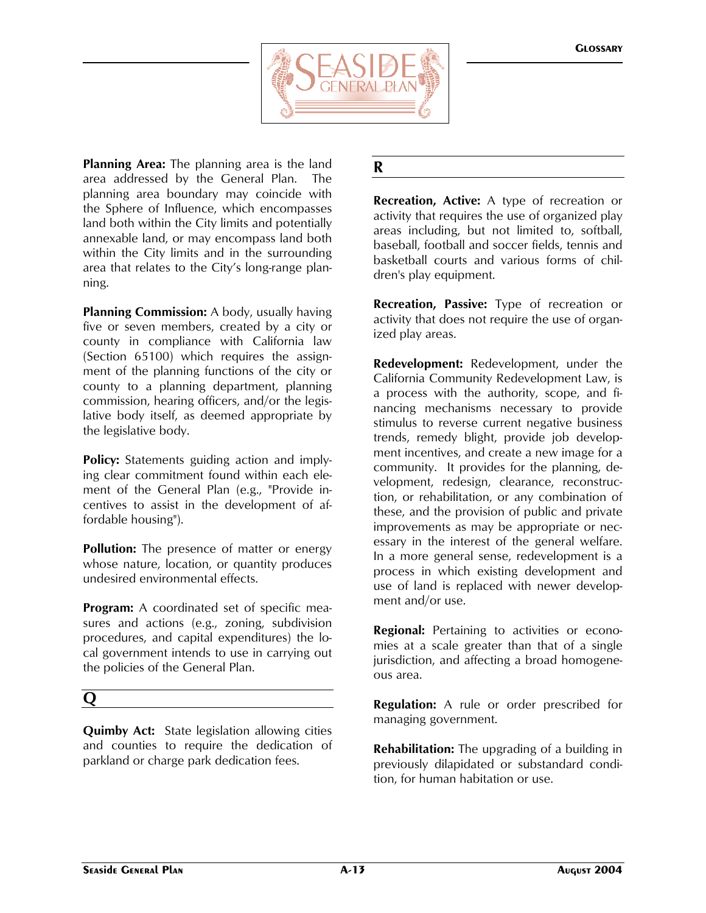**Planning Area:** The planning area is the land area addressed by the General Plan. The planning area boundary may coincide with the Sphere of Influence, which encompasses land both within the City limits and potentially annexable land, or may encompass land both within the City limits and in the surrounding area that relates to the City's long-range planning.

**Planning Commission:** A body, usually having five or seven members, created by a city or county in compliance with California law (Section 65100) which requires the assignment of the planning functions of the city or county to a planning department, planning commission, hearing officers, and/or the legislative body itself, as deemed appropriate by the legislative body.

**Policy:** Statements guiding action and implying clear commitment found within each element of the General Plan (e.g., "Provide incentives to assist in the development of affordable housing").

**Pollution:** The presence of matter or energy whose nature, location, or quantity produces undesired environmental effects.

**Program:** A coordinated set of specific measures and actions (e.g., zoning, subdivision procedures, and capital expenditures) the local government intends to use in carrying out the policies of the General Plan.

## Q

**Quimby Act:** State legislation allowing cities and counties to require the dedication of parkland or charge park dedication fees.

## R

**Recreation, Active:** A type of recreation or activity that requires the use of organized play areas including, but not limited to, softball, baseball, football and soccer fields, tennis and basketball courts and various forms of children's play equipment.

**Recreation, Passive:** Type of recreation or activity that does not require the use of organized play areas.

**Redevelopment:** Redevelopment, under the California Community Redevelopment Law, is a process with the authority, scope, and financing mechanisms necessary to provide stimulus to reverse current negative business trends, remedy blight, provide job development incentives, and create a new image for a community. It provides for the planning, development, redesign, clearance, reconstruction, or rehabilitation, or any combination of these, and the provision of public and private improvements as may be appropriate or necessary in the interest of the general welfare. In a more general sense, redevelopment is a process in which existing development and use of land is replaced with newer development and/or use.

**Regional:** Pertaining to activities or economies at a scale greater than that of a single jurisdiction, and affecting a broad homogeneous area.

**Regulation:** A rule or order prescribed for managing government.

**Rehabilitation:** The upgrading of a building in previously dilapidated or substandard condition, for human habitation or use.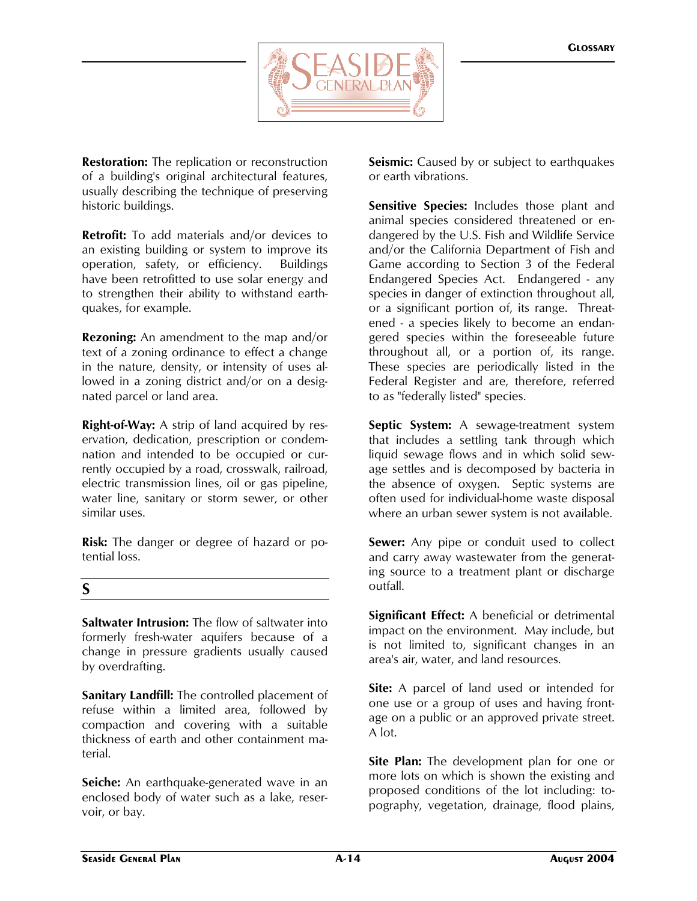**Restoration:** The replication or reconstruction of a building's original architectural features, usually describing the technique of preserving historic buildings.

**Retrofit:** To add materials and/or devices to an existing building or system to improve its operation, safety, or efficiency. Buildings have been retrofitted to use solar energy and to strengthen their ability to withstand earthquakes, for example.

**Rezoning:** An amendment to the map and/or text of a zoning ordinance to effect a change in the nature, density, or intensity of uses allowed in a zoning district and/or on a designated parcel or land area.

**Right-of-Way:** A strip of land acquired by reservation, dedication, prescription or condemnation and intended to be occupied or currently occupied by a road, crosswalk, railroad, electric transmission lines, oil or gas pipeline, water line, sanitary or storm sewer, or other similar uses.

**Risk:** The danger or degree of hazard or potential loss.

## S

**Saltwater Intrusion:** The flow of saltwater into formerly fresh-water aquifers because of a change in pressure gradients usually caused by overdrafting.

**Sanitary Landfill:** The controlled placement of refuse within a limited area, followed by compaction and covering with a suitable thickness of earth and other containment material.

**Seiche:** An earthquake-generated wave in an enclosed body of water such as a lake, reservoir, or bay.

**Seismic:** Caused by or subject to earthquakes or earth vibrations.

**Sensitive Species:** Includes those plant and animal species considered threatened or endangered by the U.S. Fish and Wildlife Service and/or the California Department of Fish and Game according to Section 3 of the Federal Endangered Species Act. Endangered - any species in danger of extinction throughout all, or a significant portion of, its range. Threatened - a species likely to become an endangered species within the foreseeable future throughout all, or a portion of, its range. These species are periodically listed in the Federal Register and are, therefore, referred to as "federally listed" species.

**Septic System:** A sewage-treatment system that includes a settling tank through which liquid sewage flows and in which solid sewage settles and is decomposed by bacteria in the absence of oxygen. Septic systems are often used for individual-home waste disposal where an urban sewer system is not available.

**Sewer:** Any pipe or conduit used to collect and carry away wastewater from the generating source to a treatment plant or discharge outfall.

**Significant Effect:** A beneficial or detrimental impact on the environment. May include, but is not limited to, significant changes in an area's air, water, and land resources.

**Site:** A parcel of land used or intended for one use or a group of uses and having frontage on a public or an approved private street. A lot.

**Site Plan:** The development plan for one or more lots on which is shown the existing and proposed conditions of the lot including: topography, vegetation, drainage, flood plains,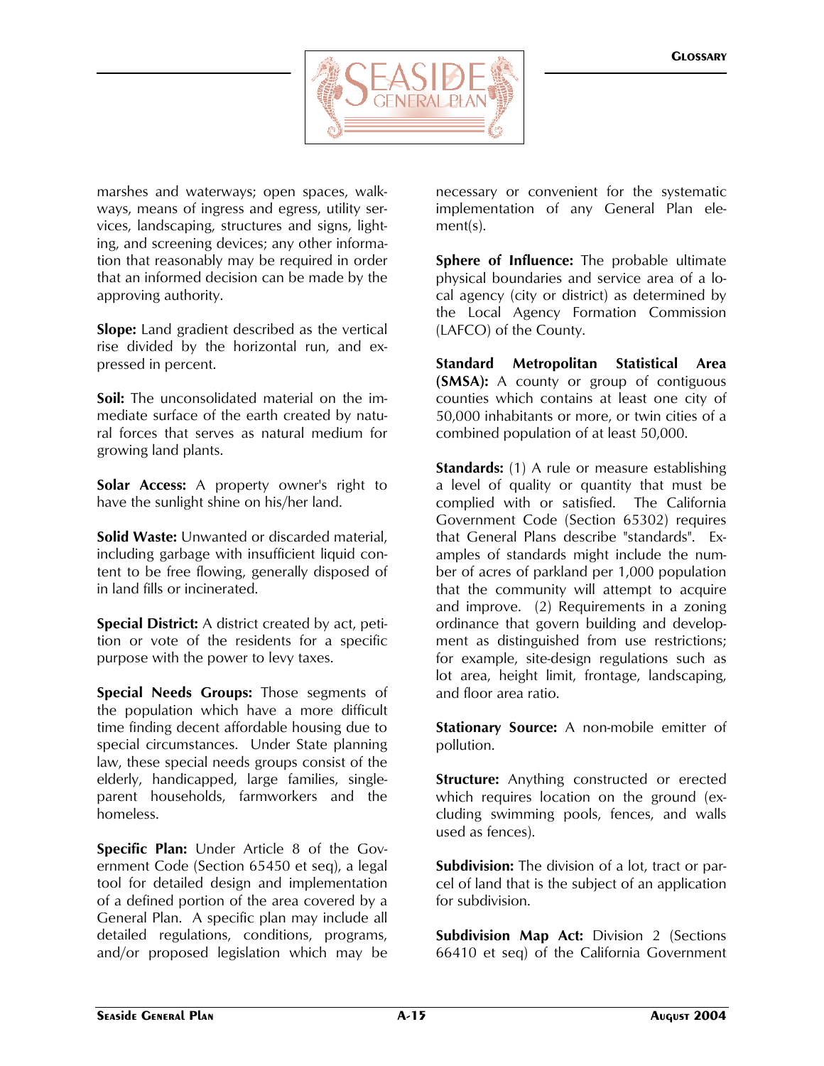marshes and waterways; open spaces, walkways, means of ingress and egress, utility services, landscaping, structures and signs, lighting, and screening devices; any other information that reasonably may be required in order that an informed decision can be made by the approving authority.

**Slope:** Land gradient described as the vertical rise divided by the horizontal run, and expressed in percent.

**Soil:** The unconsolidated material on the immediate surface of the earth created by natural forces that serves as natural medium for growing land plants.

**Solar Access:** A property owner's right to have the sunlight shine on his/her land.

**Solid Waste:** Unwanted or discarded material, including garbage with insufficient liquid content to be free flowing, generally disposed of in land fills or incinerated.

**Special District:** A district created by act, petition or vote of the residents for a specific purpose with the power to levy taxes.

**Special Needs Groups:** Those segments of the population which have a more difficult time finding decent affordable housing due to special circumstances. Under State planning law, these special needs groups consist of the elderly, handicapped, large families, single-parent households, farmworkers and the homeless.

**Specific Plan:** Under Article 8 of the Government Code (Section 65450 et seq), a legal tool for detailed design and implementation of a defined portion of the area covered by a General Plan. A specific plan may include all detailed regulations, conditions, programs, and/or proposed legislation which may be necessary or convenient for the systematic implementation of any General Plan element(s).

**Sphere of Influence:** The probable ultimate physical boundaries and service area of a local agency (city or district) as determined by the Local Agency Formation Commission (LAFCO) of the County.

**Standard Metropolitan Statistical Area (SMSA):** A county or group of contiguous counties which contains at least one city of 50,000 inhabitants or more, or twin cities of a combined population of at least 50,000.

**Standards:** (1) A rule or measure establishing a level of quality or quantity that must be complied with or satisfied. The California Government Code (Section 65302) requires that General Plans describe "standards". Examples of standards might include the number of acres of parkland per 1,000 population that the community will attempt to acquire and improve. (2) Requirements in a zoning ordinance that govern building and development as distinguished from use restrictions; for example, site-design regulations such as lot area, height limit, frontage, landscaping, and floor area ratio.

**Stationary Source:** A non-mobile emitter of pollution.

**Structure:** Anything constructed or erected which requires location on the ground (excluding swimming pools, fences, and walls used as fences).

**Subdivision:** The division of a lot, tract or parcel of land that is the subject of an application for subdivision.

**Subdivision Map Act:** Division 2 (Sections 66410 et seq) of the California Government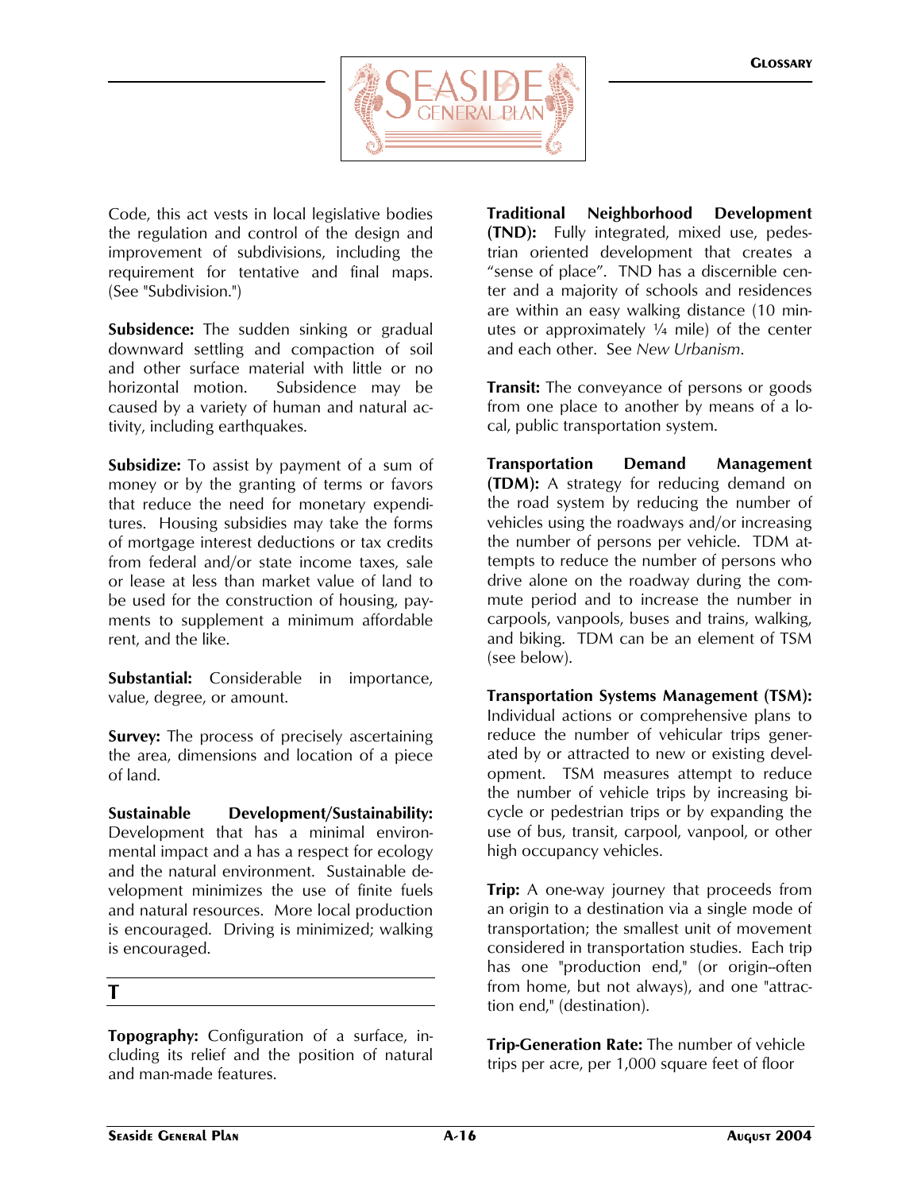Code, this act vests in local legislative bodies the regulation and control of the design and improvement of subdivisions, including the requirement for tentative and final maps. (See "Subdivision.")

**Subsidence:** The sudden sinking or gradual downward settling and compaction of soil and other surface material with little or no horizontal motion. Subsidence may be caused by a variety of human and natural activity, including earthquakes.

**Subsidize:** To assist by payment of a sum of money or by the granting of terms or favors that reduce the need for monetary expenditures. Housing subsidies may take the forms of mortgage interest deductions or tax credits from federal and/or state income taxes, sale or lease at less than market value of land to be used for the construction of housing, payments to supplement a minimum affordable rent, and the like.

**Substantial:** Considerable in importance, value, degree, or amount.

**Survey:** The process of precisely ascertaining the area, dimensions and location of a piece of land.

**Sustainable Development/Sustainability:** Development that has a minimal environmental impact and a has a respect for ecology and the natural environment. Sustainable development minimizes the use of finite fuels and natural resources. More local production is encouraged. Driving is minimized; walking is encouraged.

## T

**Topography:** Configuration of a surface, including its relief and the position of natural and man-made features.

**Traditional Neighborhood Development (TND):** Fully integrated, mixed use, pedestrian oriented development that creates a "sense of place". TND has a discernible center and a majority of schools and residences are within an easy walking distance (10 minutes or approximately ¼ mile) of the center and each other. See *New Urbanism*.

**Transit:** The conveyance of persons or goods from one place to another by means of a local, public transportation system.

**Transportation Demand Management (TDM):** A strategy for reducing demand on the road system by reducing the number of vehicles using the roadways and/or increasing the number of persons per vehicle. TDM attempts to reduce the number of persons who drive alone on the roadway during the commute period and to increase the number in carpools, vanpools, buses and trains, walking, and biking. TDM can be an element of TSM (see below).

**Transportation Systems Management (TSM):** Individual actions or comprehensive plans to reduce the number of vehicular trips generated by or attracted to new or existing development. TSM measures attempt to reduce the number of vehicle trips by increasing bicycle or pedestrian trips or by expanding the use of bus, transit, carpool, vanpool, or other high occupancy vehicles.

**Trip:** A one-way journey that proceeds from an origin to a destination via a single mode of transportation; the smallest unit of movement considered in transportation studies. Each trip has one "production end," (or origin--often from home, but not always), and one "attraction end," (destination).

**Trip-Generation Rate:** The number of vehicle trips per acre, per 1,000 square feet of floor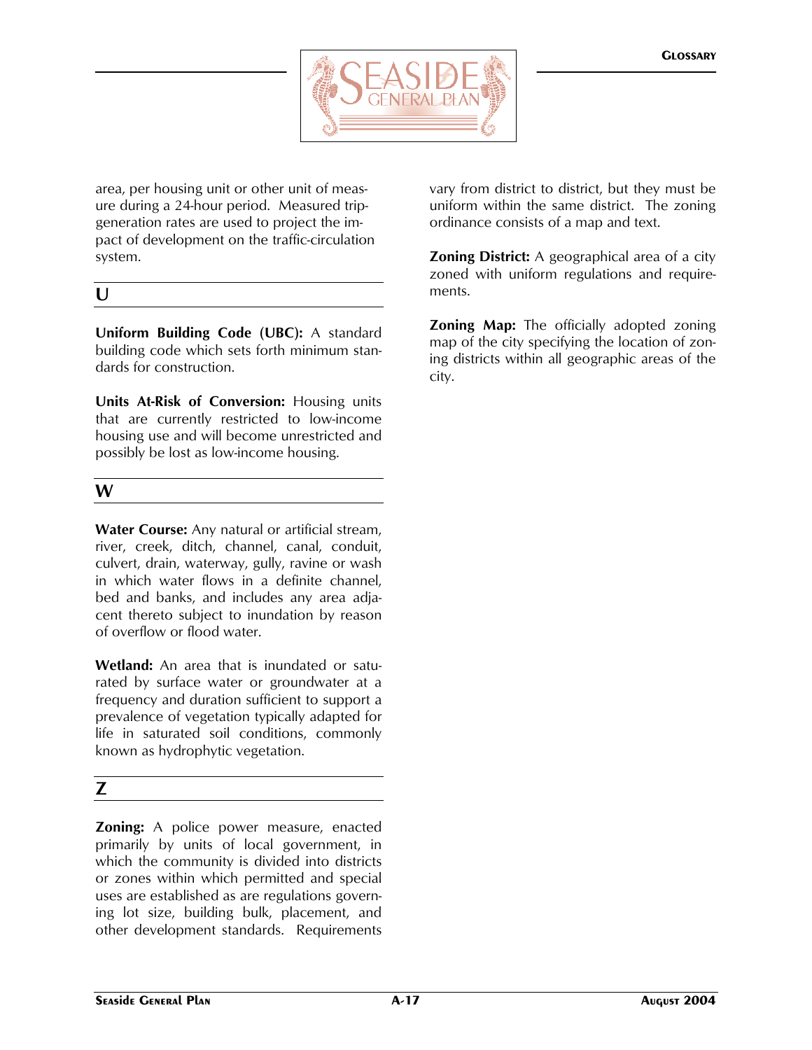area, per housing unit or other unit of measure during a 24-hour period. Measured trip-generation rates are used to project the impact of development on the traffic-circulation system.

## U

**Uniform Building Code (UBC):** A standard building code which sets forth minimum standards for construction.

**Units At-Risk of Conversion:** Housing units that are currently restricted to low-income housing use and will become unrestricted and possibly be lost as low-income housing.

## W

**Water Course:** Any natural or artificial stream, river, creek, ditch, channel, canal, conduit, culvert, drain, waterway, gully, ravine or wash in which water flows in a definite channel, bed and banks, and includes any area adjacent thereto subject to inundation by reason of overflow or flood water.

**Wetland:** An area that is inundated or saturated by surface water or groundwater at a frequency and duration sufficient to support a prevalence of vegetation typically adapted for life in saturated soil conditions, commonly known as hydrophytic vegetation.

## Z

**Zoning:** A police power measure, enacted primarily by units of local government, in which the community is divided into districts or zones within which permitted and special uses are established as are regulations governing lot size, building bulk, placement, and other development standards. Requirements vary from district to district, but they must be uniform within the same district. The zoning ordinance consists of a map and text.

**Zoning District:** A geographical area of a city zoned with uniform regulations and requirements.

**Zoning Map:** The officially adopted zoning map of the city specifying the location of zoning districts within all geographic areas of the city.